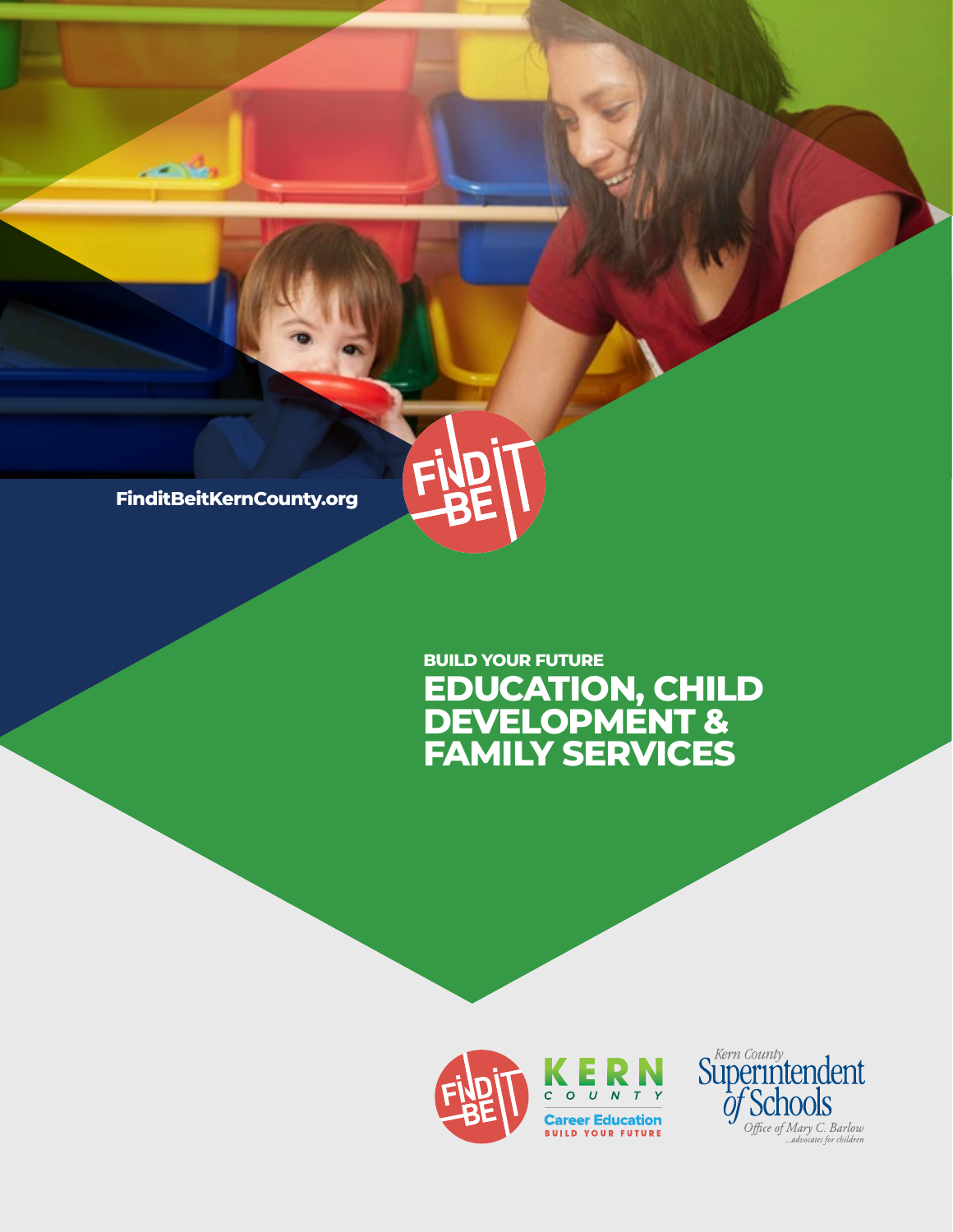FinditBeitKernCounty.org

BUILD YOUR FUTURE

# EDUCATION, CHILD DEVELOPMENT & FAMILY SERVICES

Kern County Career Education
BUILD YOUR FUTURE

Kern County Superintendent of Schools
*Office of Mary C. Barlow*
*...advocates for children*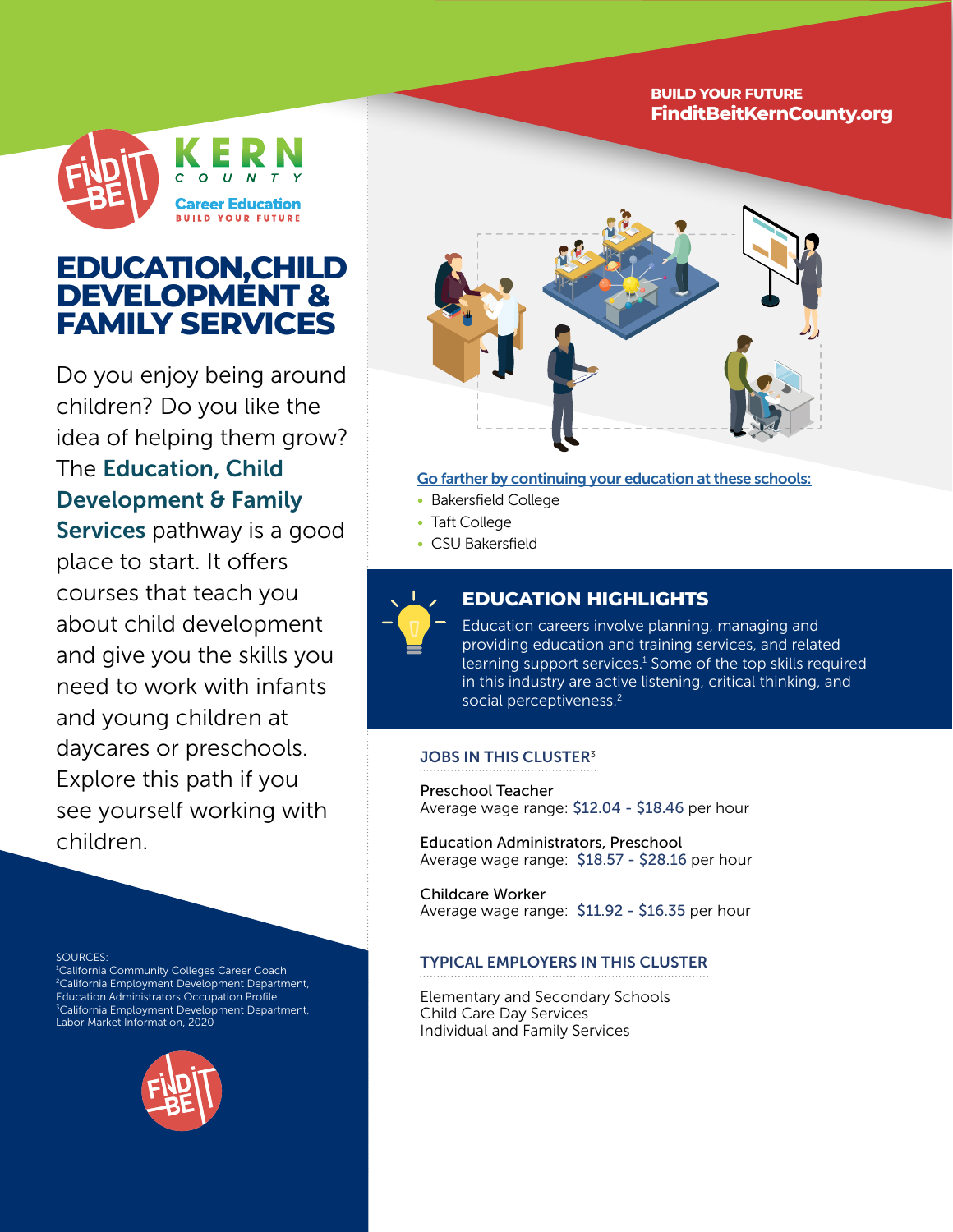BUILD YOUR FUTURE
FinditBeitKernCounty.org

KERN COUNTY
Career Education
BUILD YOUR FUTURE

# EDUCATION, CHILD DEVELOPMENT & FAMILY SERVICES

Do you enjoy being around children? Do you like the idea of helping them grow? The **Education, Child Development & Family Services** pathway is a good place to start. It offers courses that teach you about child development and give you the skills you need to work with infants and young children at daycares or preschools. Explore this path if you see yourself working with children.

Go farther by continuing your education at these schools:

- Bakersfield College
- Taft College
- CSU Bakersfield

## EDUCATION HIGHLIGHTS

Education careers involve planning, managing and providing education and training services, and related learning support services.[1] Some of the top skills required in this industry are active listening, critical thinking, and social perceptiveness.[2]

### JOBS IN THIS CLUSTER[3]

Preschool Teacher
Average wage range: $12.04 - $18.46 per hour

Education Administrators, Preschool
Average wage range: $18.57 - $28.16 per hour

Childcare Worker
Average wage range: $11.92 - $16.35 per hour

### TYPICAL EMPLOYERS IN THIS CLUSTER

Elementary and Secondary Schools
Child Care Day Services
Individual and Family Services

SOURCES:
[1]California Community Colleges Career Coach
[2]California Employment Development Department, Education Administrators Occupation Profile
[3]California Employment Development Department, Labor Market Information, 2020